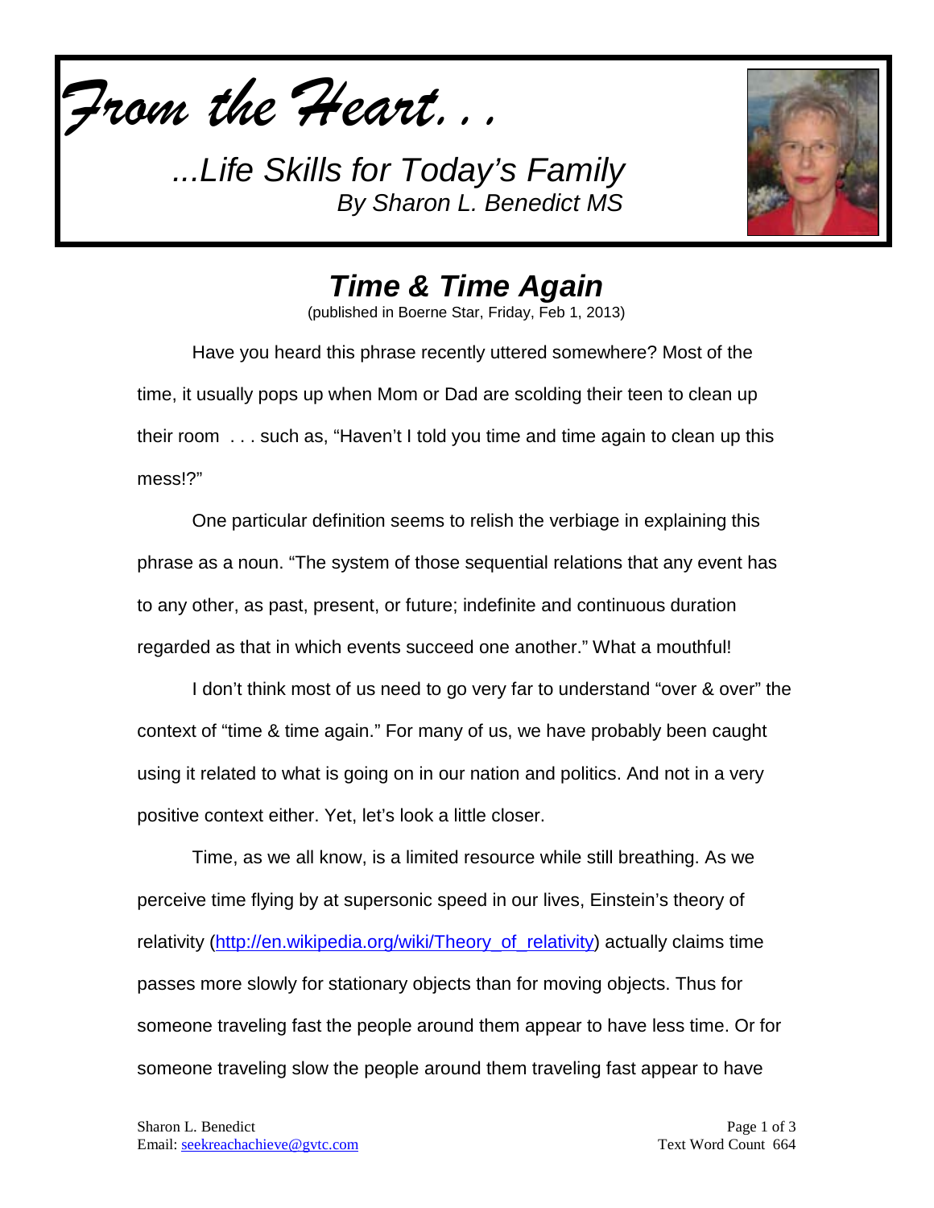*From the Heart. . .*

*...Life Skills for Today's Family*
*By Sharon L. Benedict MS*

# *Time & Time Again*

(published in Boerne Star, Friday, Feb 1, 2013)

Have you heard this phrase recently uttered somewhere? Most of the time, it usually pops up when Mom or Dad are scolding their teen to clean up their room . . . such as, "Haven't I told you time and time again to clean up this mess!?"

One particular definition seems to relish the verbiage in explaining this phrase as a noun. "The system of those sequential relations that any event has to any other, as past, present, or future; indefinite and continuous duration regarded as that in which events succeed one another." What a mouthful!

I don't think most of us need to go very far to understand "over & over" the context of "time & time again." For many of us, we have probably been caught using it related to what is going on in our nation and politics. And not in a very positive context either. Yet, let's look a little closer.

Time, as we all know, is a limited resource while still breathing. As we perceive time flying by at supersonic speed in our lives, Einstein's theory of relativity (http://en.wikipedia.org/wiki/Theory_of_relativity) actually claims time passes more slowly for stationary objects than for moving objects. Thus for someone traveling fast the people around them appear to have less time. Or for someone traveling slow the people around them traveling fast appear to have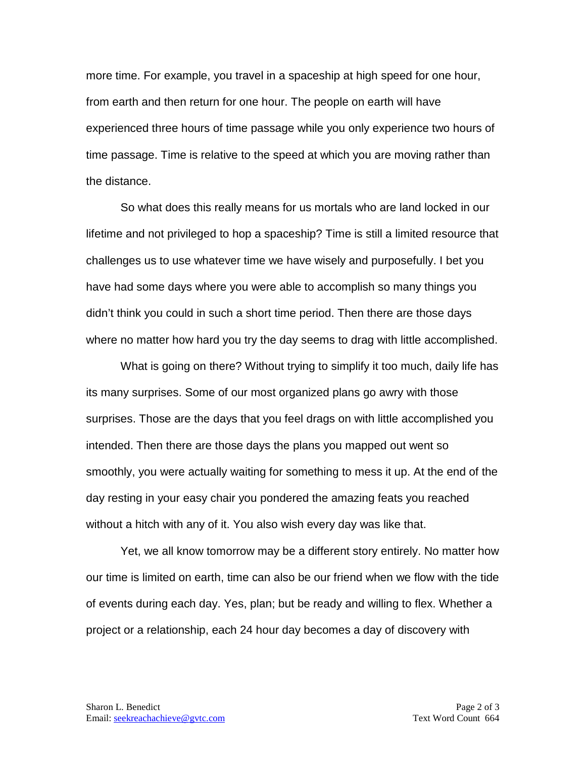more time. For example, you travel in a spaceship at high speed for one hour, from earth and then return for one hour. The people on earth will have experienced three hours of time passage while you only experience two hours of time passage. Time is relative to the speed at which you are moving rather than the distance.

So what does this really means for us mortals who are land locked in our lifetime and not privileged to hop a spaceship? Time is still a limited resource that challenges us to use whatever time we have wisely and purposefully. I bet you have had some days where you were able to accomplish so many things you didn't think you could in such a short time period. Then there are those days where no matter how hard you try the day seems to drag with little accomplished.

What is going on there? Without trying to simplify it too much, daily life has its many surprises. Some of our most organized plans go awry with those surprises. Those are the days that you feel drags on with little accomplished you intended. Then there are those days the plans you mapped out went so smoothly, you were actually waiting for something to mess it up. At the end of the day resting in your easy chair you pondered the amazing feats you reached without a hitch with any of it. You also wish every day was like that.

Yet, we all know tomorrow may be a different story entirely. No matter how our time is limited on earth, time can also be our friend when we flow with the tide of events during each day. Yes, plan; but be ready and willing to flex. Whether a project or a relationship, each 24 hour day becomes a day of discovery with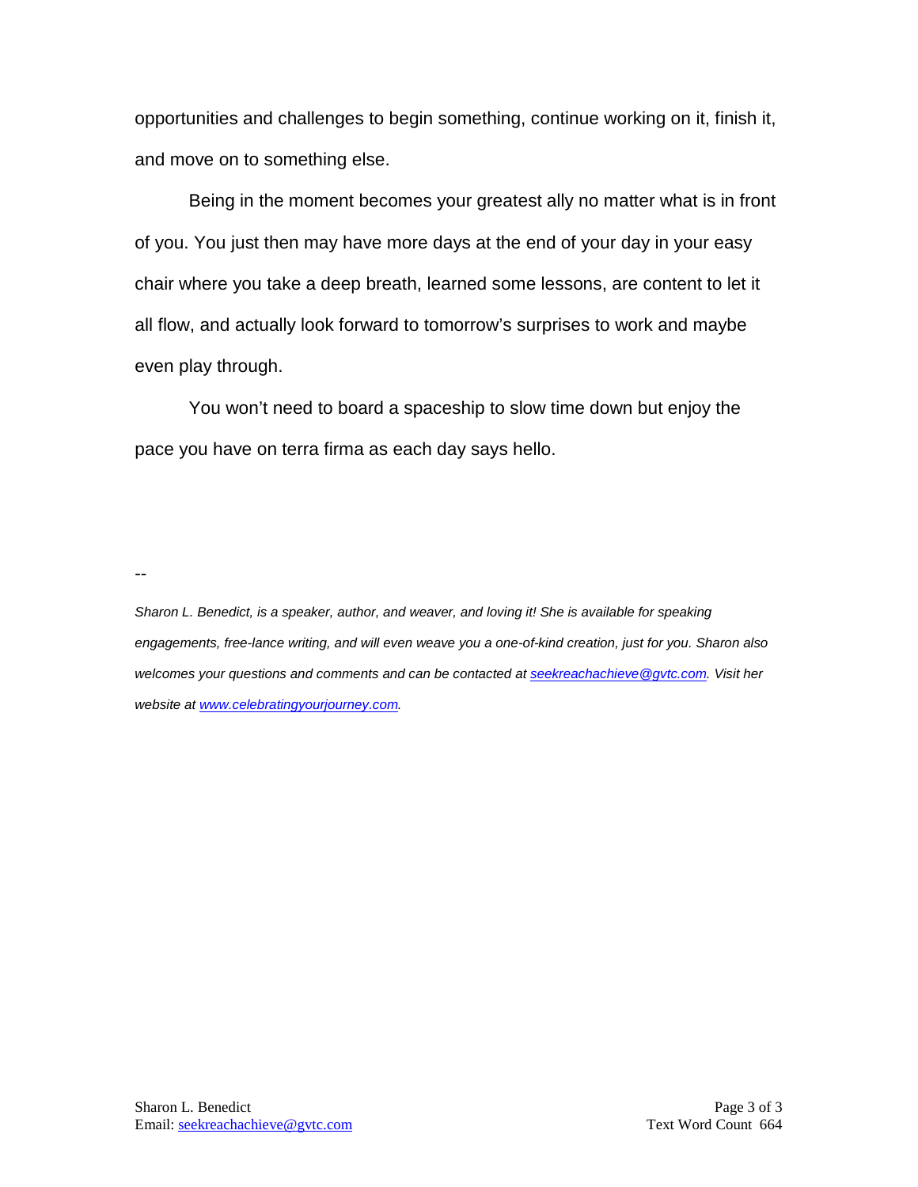opportunities and challenges to begin something, continue working on it, finish it, and move on to something else.

Being in the moment becomes your greatest ally no matter what is in front of you. You just then may have more days at the end of your day in your easy chair where you take a deep breath, learned some lessons, are content to let it all flow, and actually look forward to tomorrow's surprises to work and maybe even play through.

You won't need to board a spaceship to slow time down but enjoy the pace you have on terra firma as each day says hello.

--

*Sharon L. Benedict, is a speaker, author, and weaver, and loving it! She is available for speaking engagements, free-lance writing, and will even weave you a one-of-kind creation, just for you. Sharon also welcomes your questions and comments and can be contacted at [seekreachachieve@gvtc.com](mailto:seekreachachieve@gvtc.com). Visit her website at [www.celebratingyourjourney.com](http://www.celebratingyourjourney.com).*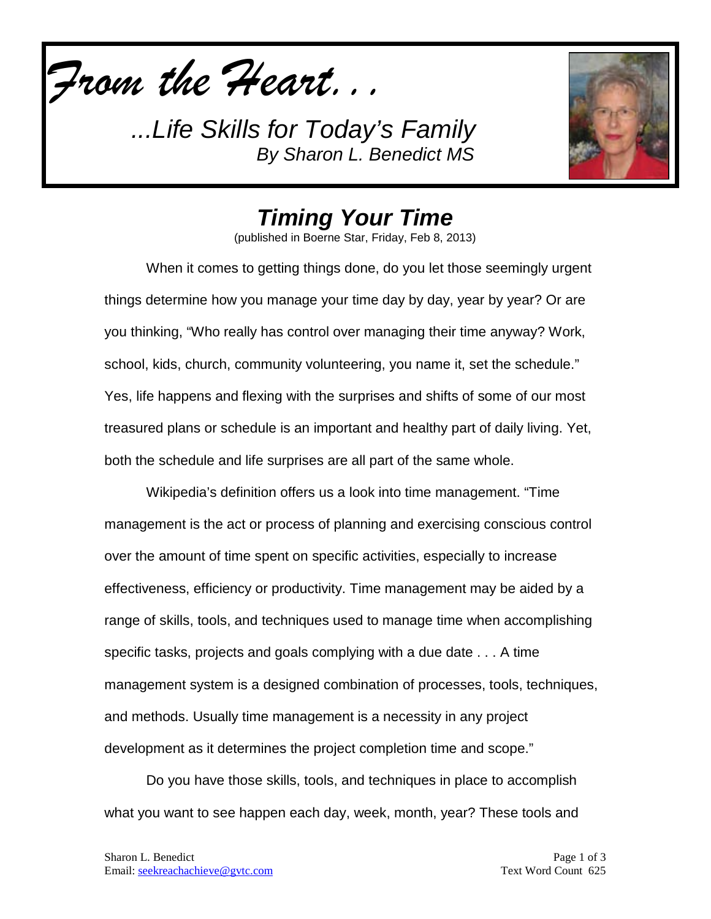*From the Heart. . .*

*...Life Skills for Today's Family*
*By Sharon L. Benedict MS*

# *Timing Your Time*

(published in Boerne Star, Friday, Feb 8, 2013)

When it comes to getting things done, do you let those seemingly urgent things determine how you manage your time day by day, year by year? Or are you thinking, "Who really has control over managing their time anyway? Work, school, kids, church, community volunteering, you name it, set the schedule." Yes, life happens and flexing with the surprises and shifts of some of our most treasured plans or schedule is an important and healthy part of daily living. Yet, both the schedule and life surprises are all part of the same whole.

Wikipedia's definition offers us a look into time management. "Time management is the act or process of planning and exercising conscious control over the amount of time spent on specific activities, especially to increase effectiveness, efficiency or productivity. Time management may be aided by a range of skills, tools, and techniques used to manage time when accomplishing specific tasks, projects and goals complying with a due date . . . A time management system is a designed combination of processes, tools, techniques, and methods. Usually time management is a necessity in any project development as it determines the project completion time and scope."

Do you have those skills, tools, and techniques in place to accomplish what you want to see happen each day, week, month, year? These tools and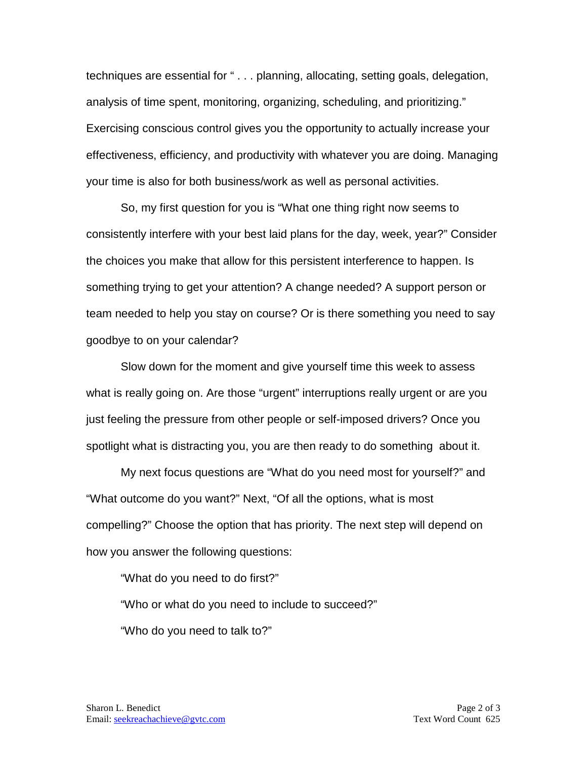techniques are essential for " . . . planning, allocating, setting goals, delegation, analysis of time spent, monitoring, organizing, scheduling, and prioritizing." Exercising conscious control gives you the opportunity to actually increase your effectiveness, efficiency, and productivity with whatever you are doing. Managing your time is also for both business/work as well as personal activities.

So, my first question for you is "What one thing right now seems to consistently interfere with your best laid plans for the day, week, year?" Consider the choices you make that allow for this persistent interference to happen. Is something trying to get your attention? A change needed? A support person or team needed to help you stay on course? Or is there something you need to say goodbye to on your calendar?

Slow down for the moment and give yourself time this week to assess what is really going on. Are those "urgent" interruptions really urgent or are you just feeling the pressure from other people or self-imposed drivers? Once you spotlight what is distracting you, you are then ready to do something about it.

My next focus questions are "What do you need most for yourself?" and "What outcome do you want?" Next, "Of all the options, what is most compelling?" Choose the option that has priority. The next step will depend on how you answer the following questions:

"What do you need to do first?"

"Who or what do you need to include to succeed?"

"Who do you need to talk to?"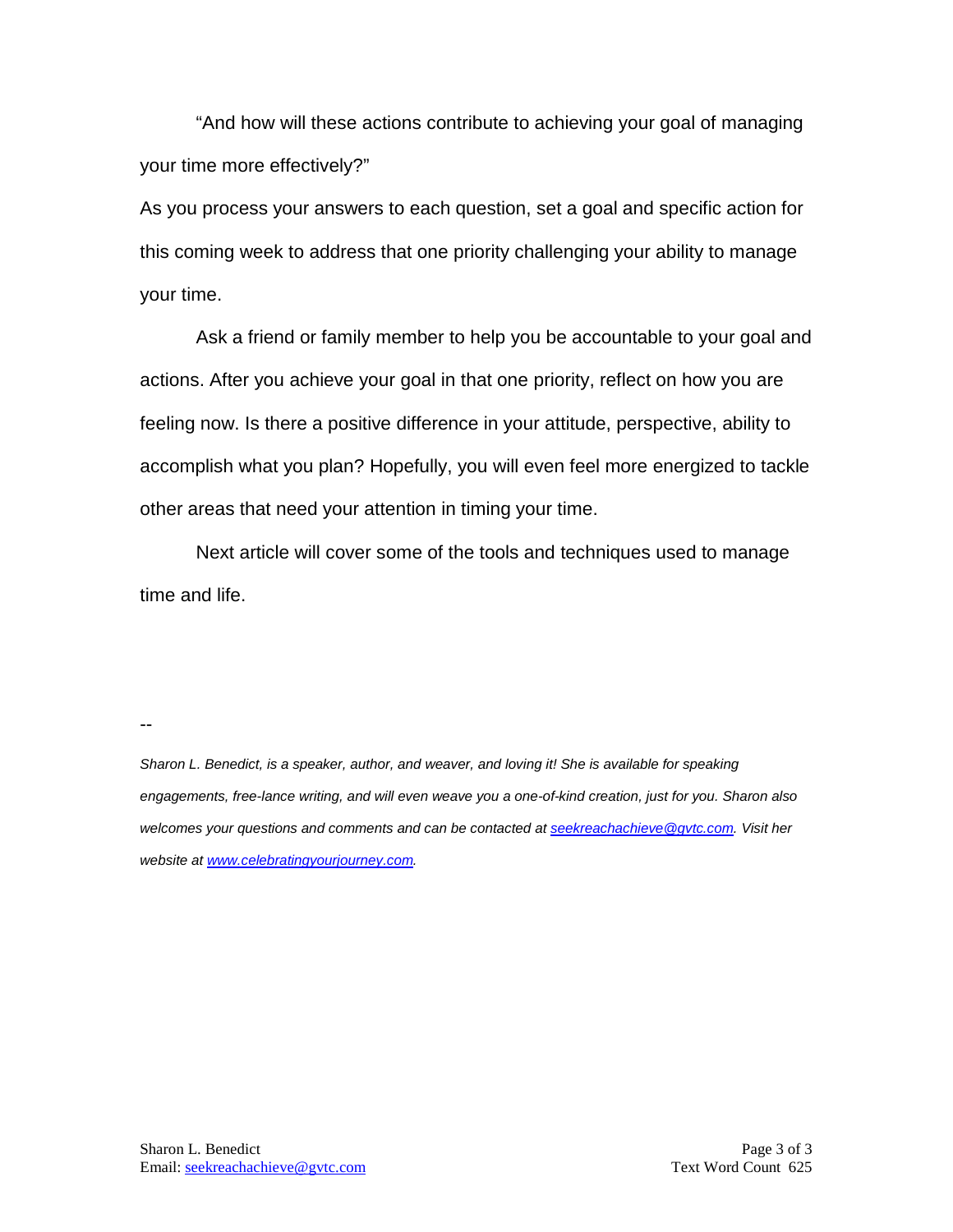"And how will these actions contribute to achieving your goal of managing your time more effectively?"

As you process your answers to each question, set a goal and specific action for this coming week to address that one priority challenging your ability to manage your time.

Ask a friend or family member to help you be accountable to your goal and actions. After you achieve your goal in that one priority, reflect on how you are feeling now. Is there a positive difference in your attitude, perspective, ability to accomplish what you plan? Hopefully, you will even feel more energized to tackle other areas that need your attention in timing your time.

Next article will cover some of the tools and techniques used to manage time and life.

--

*Sharon L. Benedict, is a speaker, author, and weaver, and loving it! She is available for speaking engagements, free-lance writing, and will even weave you a one-of-kind creation, just for you. Sharon also welcomes your questions and comments and can be contacted at [seekreachachieve@gvtc.com](mailto:seekreachachieve@gvtc.com). Visit her website at [www.celebratingyourjourney.com](http://www.celebratingyourjourney.com).*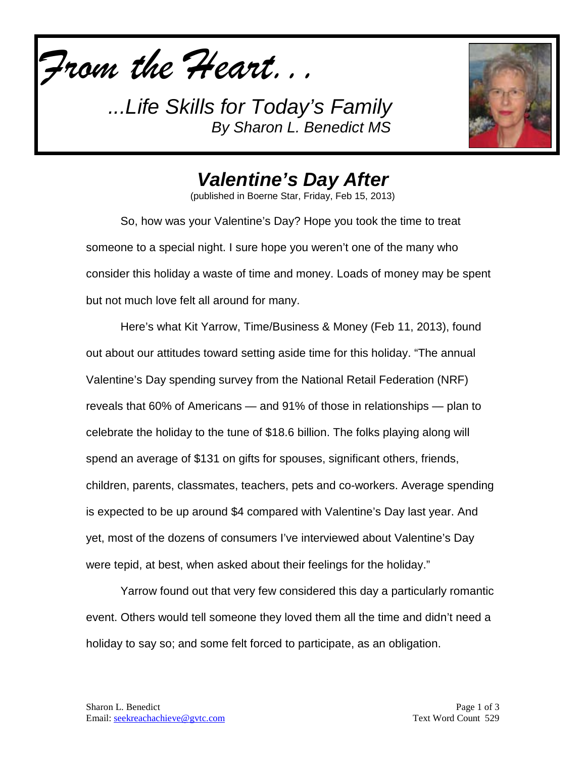*From the Heart...*

*...Life Skills for Today's Family*
*By Sharon L. Benedict MS*

## *Valentine's Day After*

(published in Boerne Star, Friday, Feb 15, 2013)

So, how was your Valentine's Day? Hope you took the time to treat someone to a special night. I sure hope you weren't one of the many who consider this holiday a waste of time and money. Loads of money may be spent but not much love felt all around for many.

Here's what Kit Yarrow, Time/Business & Money (Feb 11, 2013), found out about our attitudes toward setting aside time for this holiday. "The annual Valentine's Day spending survey from the National Retail Federation (NRF) reveals that 60% of Americans — and 91% of those in relationships — plan to celebrate the holiday to the tune of $18.6 billion. The folks playing along will spend an average of $131 on gifts for spouses, significant others, friends, children, parents, classmates, teachers, pets and co-workers. Average spending is expected to be up around $4 compared with Valentine's Day last year. And yet, most of the dozens of consumers I've interviewed about Valentine's Day were tepid, at best, when asked about their feelings for the holiday."

Yarrow found out that very few considered this day a particularly romantic event. Others would tell someone they loved them all the time and didn't need a holiday to say so; and some felt forced to participate, as an obligation.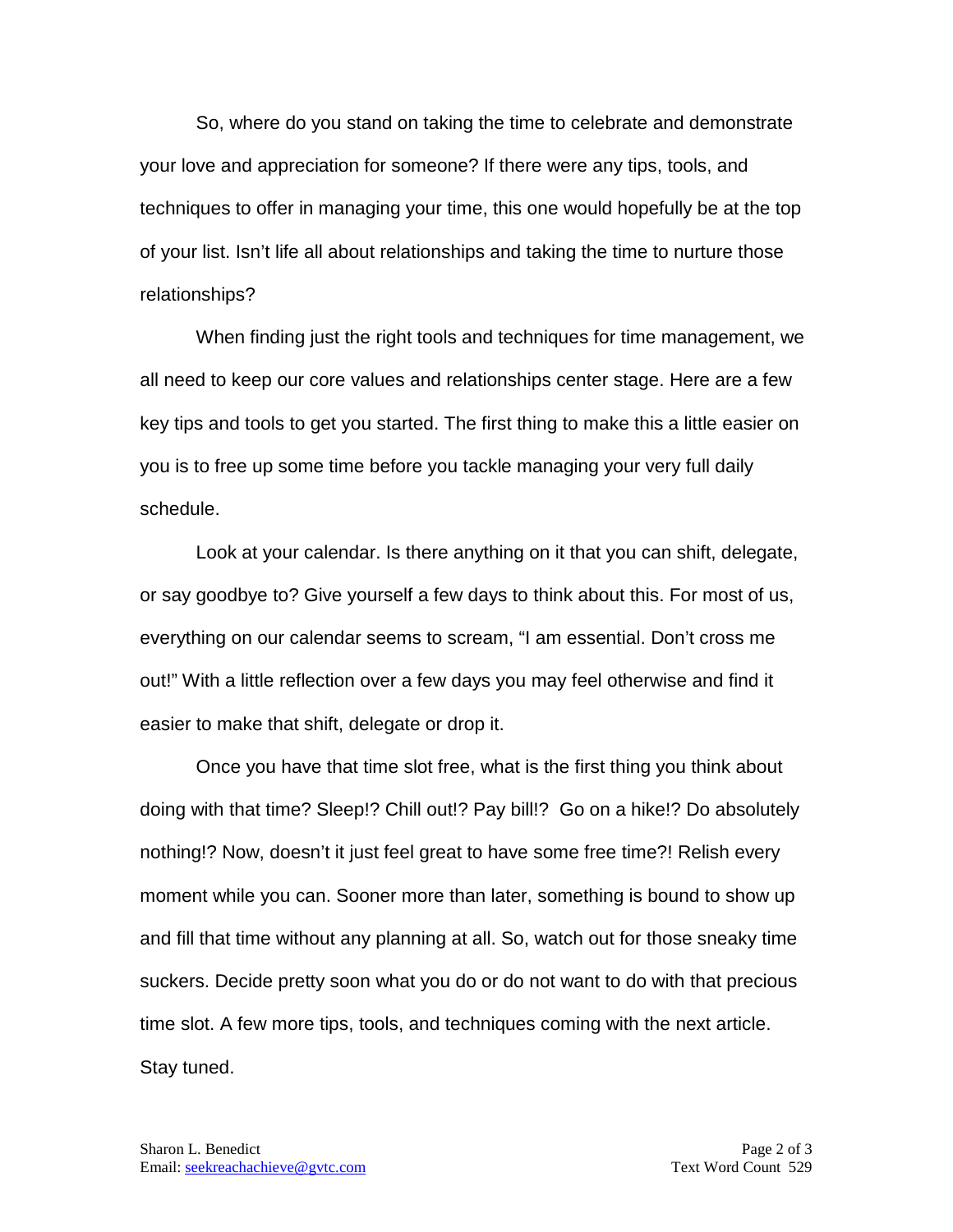So, where do you stand on taking the time to celebrate and demonstrate your love and appreciation for someone? If there were any tips, tools, and techniques to offer in managing your time, this one would hopefully be at the top of your list. Isn't life all about relationships and taking the time to nurture those relationships?

When finding just the right tools and techniques for time management, we all need to keep our core values and relationships center stage. Here are a few key tips and tools to get you started. The first thing to make this a little easier on you is to free up some time before you tackle managing your very full daily schedule.

Look at your calendar. Is there anything on it that you can shift, delegate, or say goodbye to? Give yourself a few days to think about this. For most of us, everything on our calendar seems to scream, "I am essential. Don't cross me out!" With a little reflection over a few days you may feel otherwise and find it easier to make that shift, delegate or drop it.

Once you have that time slot free, what is the first thing you think about doing with that time? Sleep!? Chill out!? Pay bill!? Go on a hike!? Do absolutely nothing!? Now, doesn't it just feel great to have some free time?! Relish every moment while you can. Sooner more than later, something is bound to show up and fill that time without any planning at all. So, watch out for those sneaky time suckers. Decide pretty soon what you do or do not want to do with that precious time slot. A few more tips, tools, and techniques coming with the next article. Stay tuned.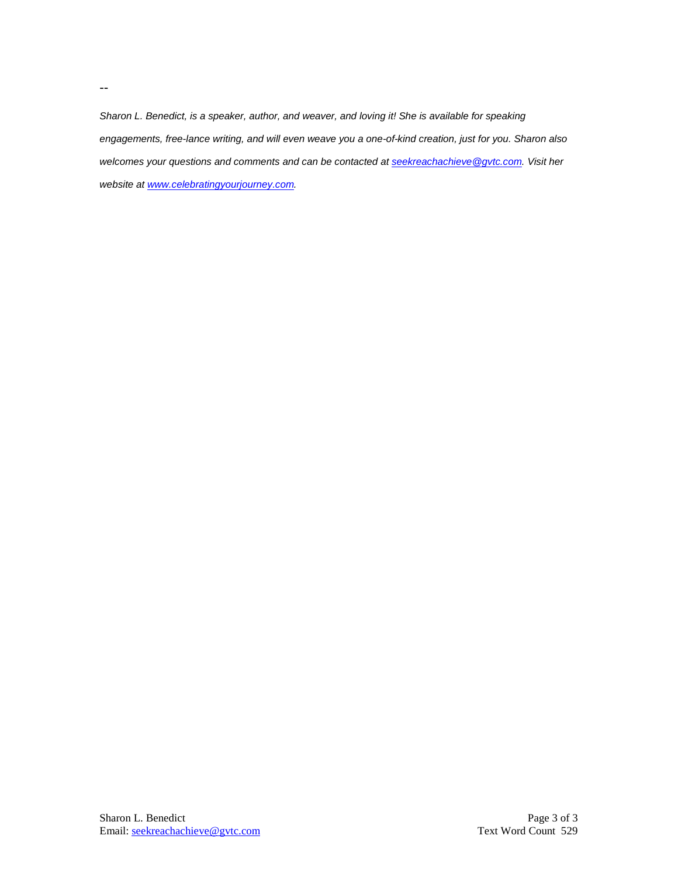--

*Sharon L. Benedict, is a speaker, author, and weaver, and loving it! She is available for speaking engagements, free-lance writing, and will even weave you a one-of-kind creation, just for you. Sharon also welcomes your questions and comments and can be contacted at [seekreachachieve@gvtc.com](mailto:seekreachachieve@gvtc.com). Visit her website at [www.celebratingyourjourney.com](http://www.celebratingyourjourney.com).*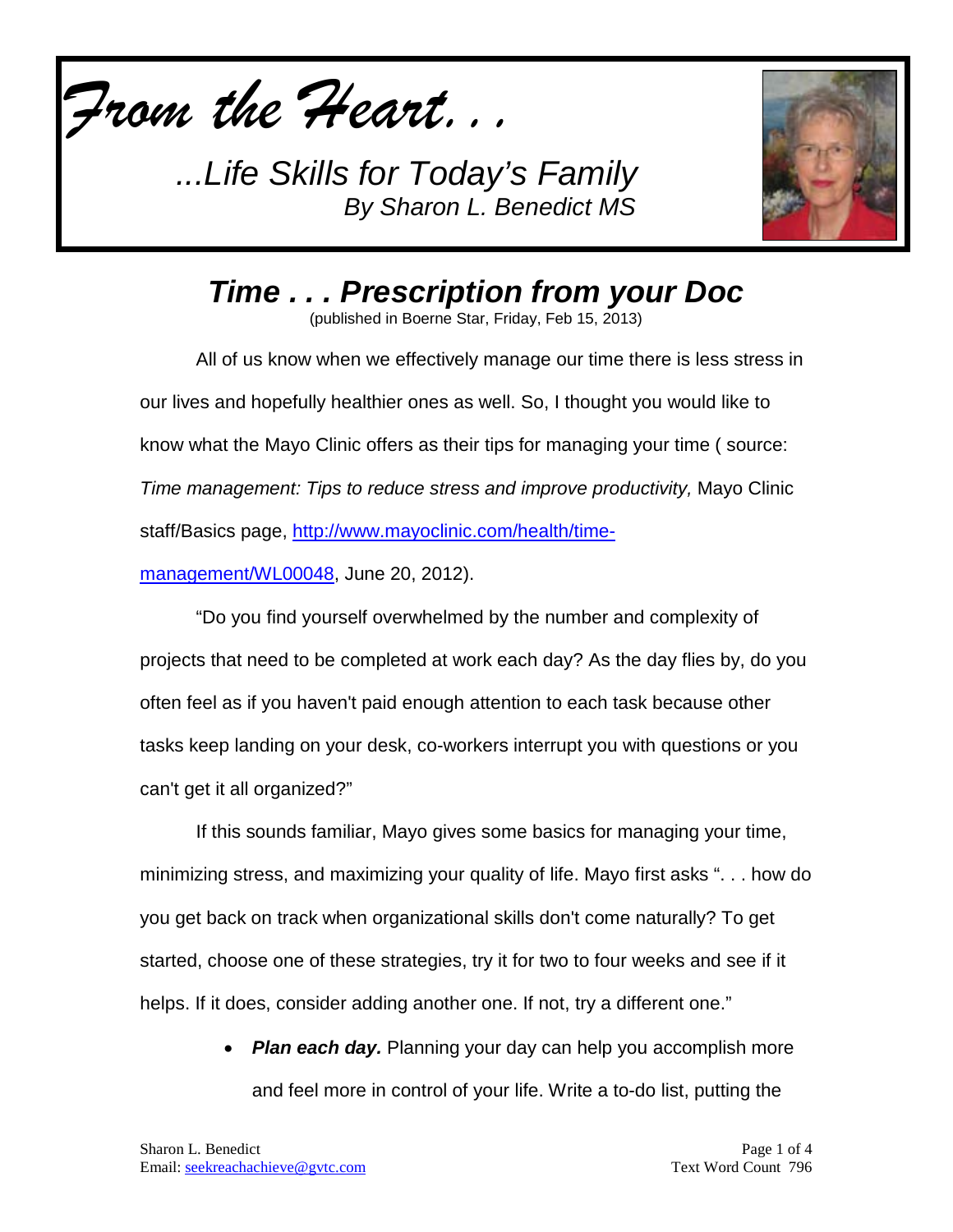# *From the Heart. . .*

*...Life Skills for Today's Family*
*By Sharon L. Benedict MS*

## *Time . . . Prescription from your Doc*

(published in Boerne Star, Friday, Feb 15, 2013)

All of us know when we effectively manage our time there is less stress in our lives and hopefully healthier ones as well. So, I thought you would like to know what the Mayo Clinic offers as their tips for managing your time ( source: *Time management: Tips to reduce stress and improve productivity,* Mayo Clinic staff/Basics page, [http://www.mayoclinic.com/health/time-management/WL00048](http://www.mayoclinic.com/health/time-management/WL00048), June 20, 2012).

"Do you find yourself overwhelmed by the number and complexity of projects that need to be completed at work each day? As the day flies by, do you often feel as if you haven't paid enough attention to each task because other tasks keep landing on your desk, co-workers interrupt you with questions or you can't get it all organized?"

If this sounds familiar, Mayo gives some basics for managing your time, minimizing stress, and maximizing your quality of life. Mayo first asks ". . . how do you get back on track when organizational skills don't come naturally? To get started, choose one of these strategies, try it for two to four weeks and see if it helps. If it does, consider adding another one. If not, try a different one."

- ***Plan each day.*** Planning your day can help you accomplish more and feel more in control of your life. Write a to-do list, putting the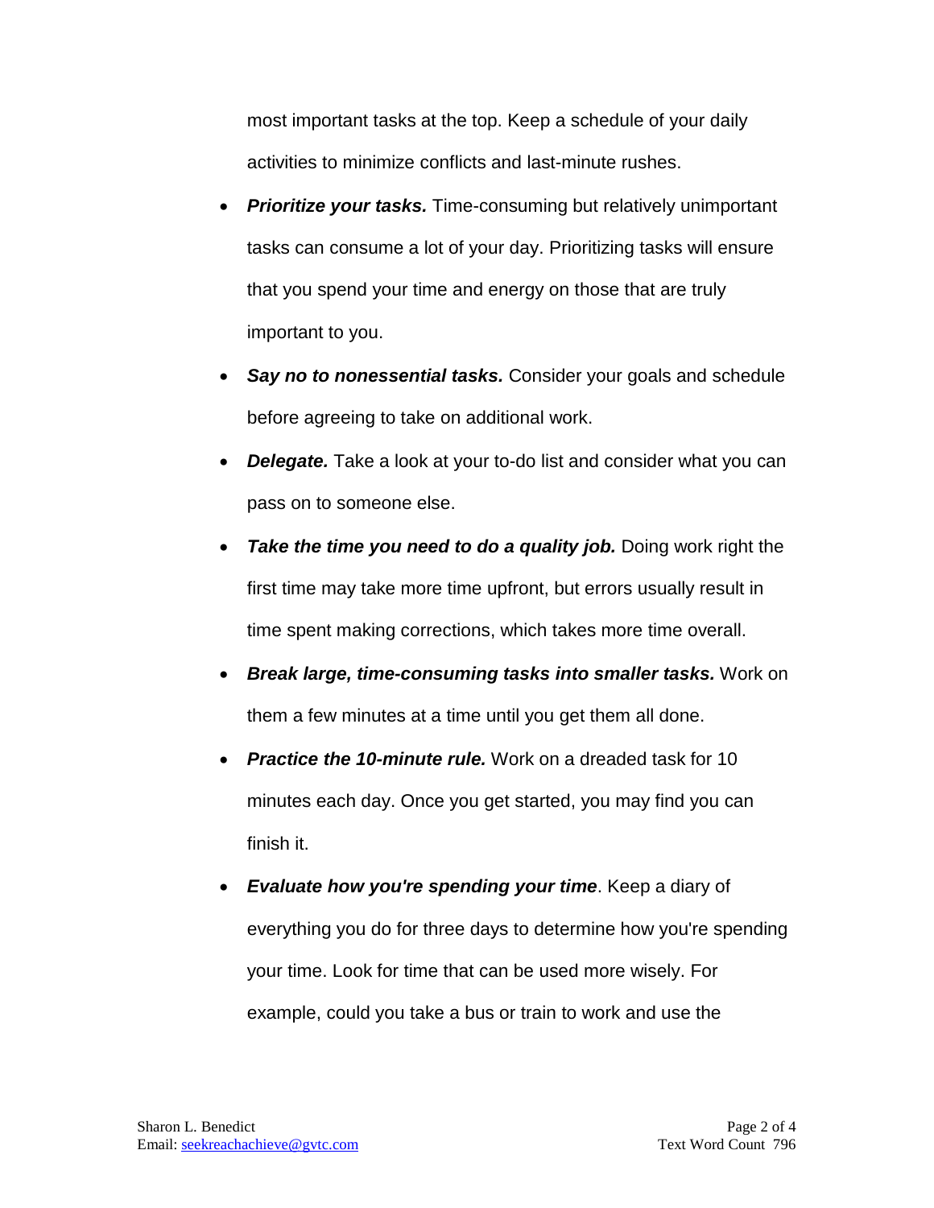most important tasks at the top. Keep a schedule of your daily activities to minimize conflicts and last-minute rushes.

- ***Prioritize your tasks.*** Time-consuming but relatively unimportant tasks can consume a lot of your day. Prioritizing tasks will ensure that you spend your time and energy on those that are truly important to you.
- ***Say no to nonessential tasks.*** Consider your goals and schedule before agreeing to take on additional work.
- ***Delegate.*** Take a look at your to-do list and consider what you can pass on to someone else.
- ***Take the time you need to do a quality job.*** Doing work right the first time may take more time upfront, but errors usually result in time spent making corrections, which takes more time overall.
- ***Break large, time-consuming tasks into smaller tasks.*** Work on them a few minutes at a time until you get them all done.
- ***Practice the 10-minute rule.*** Work on a dreaded task for 10 minutes each day. Once you get started, you may find you can finish it.
- ***Evaluate how you're spending your time***. Keep a diary of everything you do for three days to determine how you're spending your time. Look for time that can be used more wisely. For example, could you take a bus or train to work and use the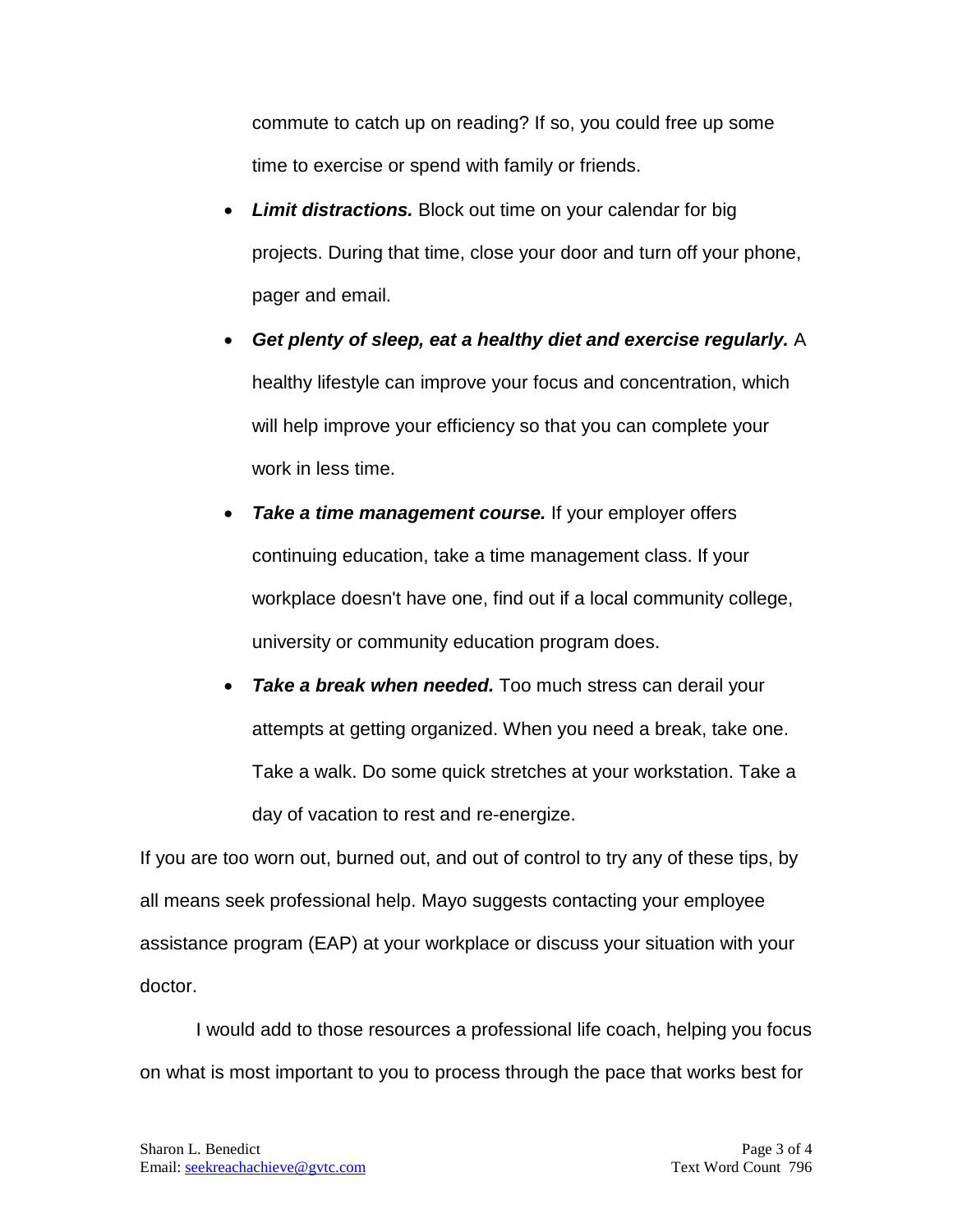commute to catch up on reading? If so, you could free up some time to exercise or spend with family or friends.

- ***Limit distractions.*** Block out time on your calendar for big projects. During that time, close your door and turn off your phone, pager and email.
- ***Get plenty of sleep, eat a healthy diet and exercise regularly.*** A healthy lifestyle can improve your focus and concentration, which will help improve your efficiency so that you can complete your work in less time.
- ***Take a time management course.*** If your employer offers continuing education, take a time management class. If your workplace doesn't have one, find out if a local community college, university or community education program does.
- ***Take a break when needed.*** Too much stress can derail your attempts at getting organized. When you need a break, take one. Take a walk. Do some quick stretches at your workstation. Take a day of vacation to rest and re-energize.

If you are too worn out, burned out, and out of control to try any of these tips, by all means seek professional help. Mayo suggests contacting your employee assistance program (EAP) at your workplace or discuss your situation with your doctor.

I would add to those resources a professional life coach, helping you focus on what is most important to you to process through the pace that works best for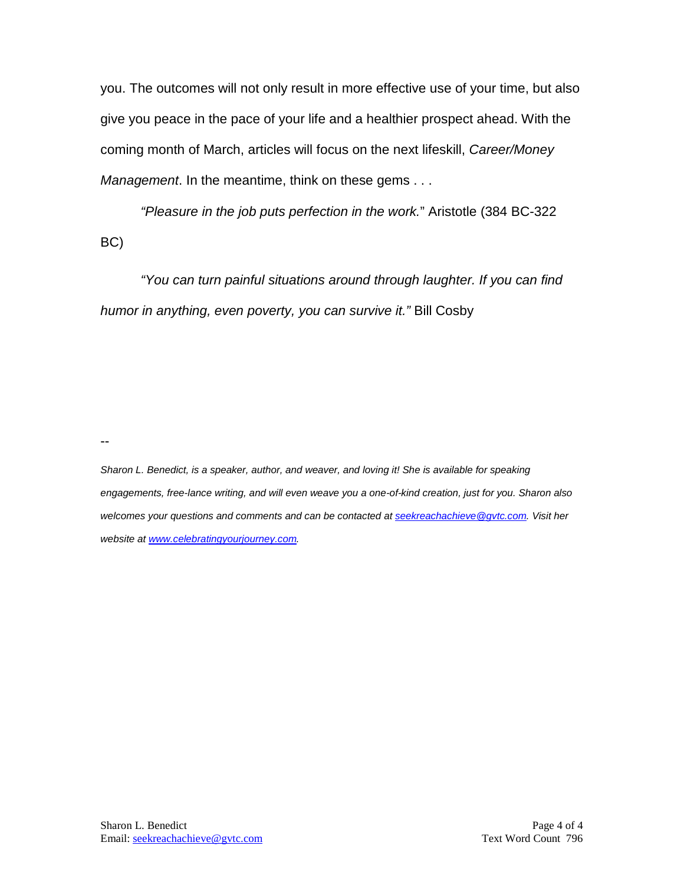you. The outcomes will not only result in more effective use of your time, but also give you peace in the pace of your life and a healthier prospect ahead. With the coming month of March, articles will focus on the next lifeskill, *Career/Money Management*. In the meantime, think on these gems . . .

*"Pleasure in the job puts perfection in the work.*" Aristotle (384 BC-322 BC)

*"You can turn painful situations around through laughter. If you can find humor in anything, even poverty, you can survive it."* Bill Cosby

--

*Sharon L. Benedict, is a speaker, author, and weaver, and loving it! She is available for speaking engagements, free-lance writing, and will even weave you a one-of-kind creation, just for you. Sharon also welcomes your questions and comments and can be contacted at [seekreachachieve@gvtc.com](mailto:seekreachachieve@gvtc.com). Visit her website at [www.celebratingyourjourney.com](http://www.celebratingyourjourney.com).*